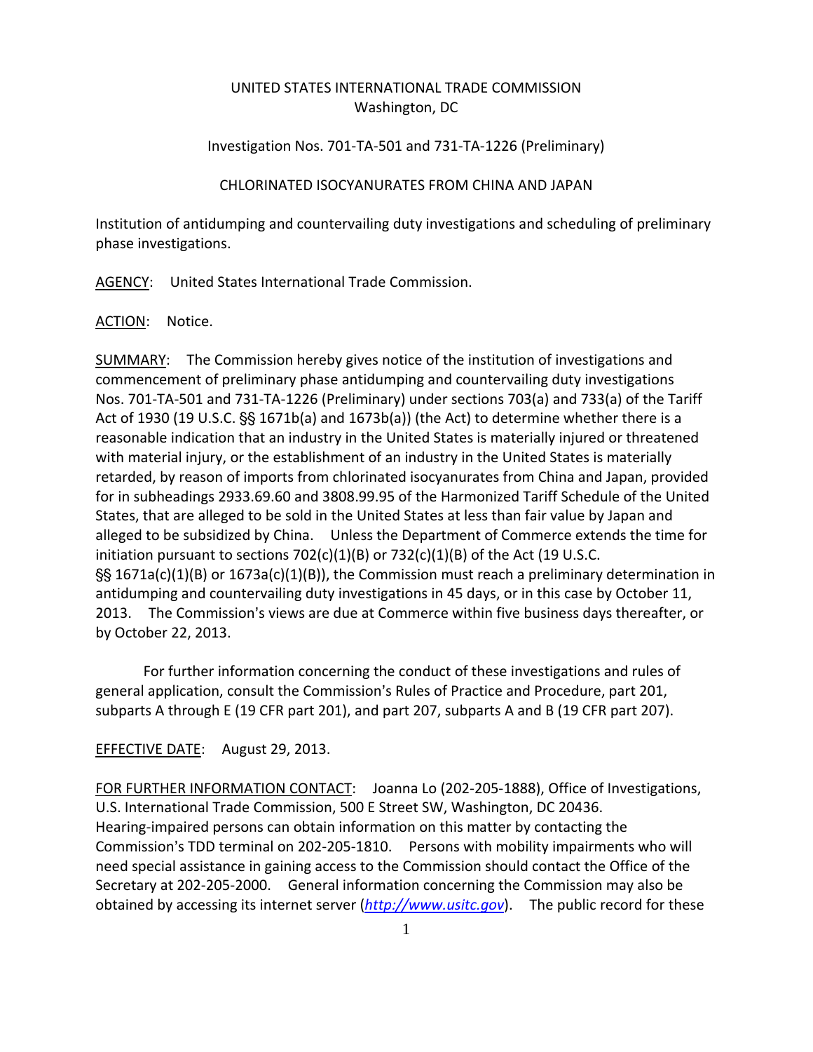UNITED STATES INTERNATIONAL TRADE COMMISSION
Washington, DC

Investigation Nos. 701-TA-501 and 731-TA-1226 (Preliminary)

CHLORINATED ISOCYANURATES FROM CHINA AND JAPAN

Institution of antidumping and countervailing duty investigations and scheduling of preliminary phase investigations.

AGENCY: United States International Trade Commission.

ACTION: Notice.

SUMMARY: The Commission hereby gives notice of the institution of investigations and commencement of preliminary phase antidumping and countervailing duty investigations Nos. 701-TA-501 and 731-TA-1226 (Preliminary) under sections 703(a) and 733(a) of the Tariff Act of 1930 (19 U.S.C. §§ 1671b(a) and 1673b(a)) (the Act) to determine whether there is a reasonable indication that an industry in the United States is materially injured or threatened with material injury, or the establishment of an industry in the United States is materially retarded, by reason of imports from chlorinated isocyanurates from China and Japan, provided for in subheadings 2933.69.60 and 3808.99.95 of the Harmonized Tariff Schedule of the United States, that are alleged to be sold in the United States at less than fair value by Japan and alleged to be subsidized by China. Unless the Department of Commerce extends the time for initiation pursuant to sections 702(c)(1)(B) or 732(c)(1)(B) of the Act (19 U.S.C. §§ 1671a(c)(1)(B) or 1673a(c)(1)(B)), the Commission must reach a preliminary determination in antidumping and countervailing duty investigations in 45 days, or in this case by October 11, 2013. The Commission's views are due at Commerce within five business days thereafter, or by October 22, 2013.

For further information concerning the conduct of these investigations and rules of general application, consult the Commission's Rules of Practice and Procedure, part 201, subparts A through E (19 CFR part 201), and part 207, subparts A and B (19 CFR part 207).

EFFECTIVE DATE: August 29, 2013.

FOR FURTHER INFORMATION CONTACT: Joanna Lo (202-205-1888), Office of Investigations, U.S. International Trade Commission, 500 E Street SW, Washington, DC 20436. Hearing-impaired persons can obtain information on this matter by contacting the Commission's TDD terminal on 202-205-1810. Persons with mobility impairments who will need special assistance in gaining access to the Commission should contact the Office of the Secretary at 202-205-2000. General information concerning the Commission may also be obtained by accessing its internet server (*http://www.usitc.gov*). The public record for these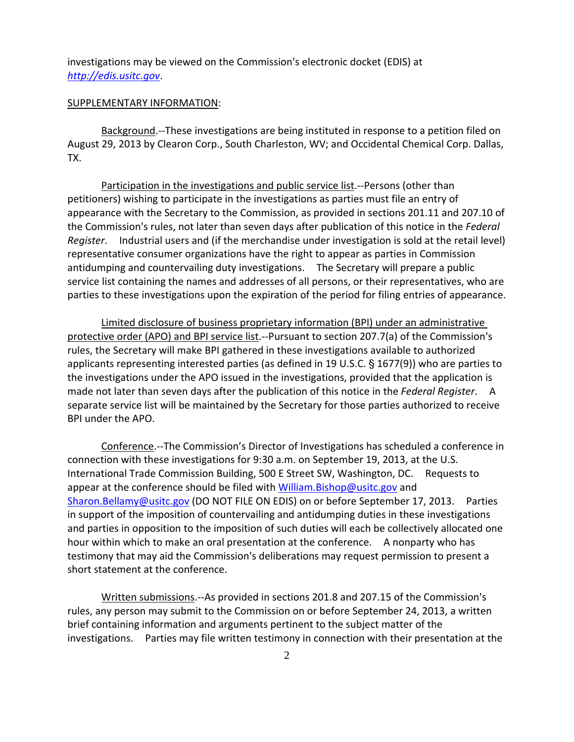investigations may be viewed on the Commission's electronic docket (EDIS) at *http://edis.usitc.gov*.

SUPPLEMENTARY INFORMATION:

Background.--These investigations are being instituted in response to a petition filed on August 29, 2013 by Clearon Corp., South Charleston, WV; and Occidental Chemical Corp. Dallas, TX.

Participation in the investigations and public service list.--Persons (other than petitioners) wishing to participate in the investigations as parties must file an entry of appearance with the Secretary to the Commission, as provided in sections 201.11 and 207.10 of the Commission's rules, not later than seven days after publication of this notice in the *Federal Register*. Industrial users and (if the merchandise under investigation is sold at the retail level) representative consumer organizations have the right to appear as parties in Commission antidumping and countervailing duty investigations. The Secretary will prepare a public service list containing the names and addresses of all persons, or their representatives, who are parties to these investigations upon the expiration of the period for filing entries of appearance.

Limited disclosure of business proprietary information (BPI) under an administrative protective order (APO) and BPI service list.--Pursuant to section 207.7(a) of the Commission's rules, the Secretary will make BPI gathered in these investigations available to authorized applicants representing interested parties (as defined in 19 U.S.C. § 1677(9)) who are parties to the investigations under the APO issued in the investigations, provided that the application is made not later than seven days after the publication of this notice in the *Federal Register*. A separate service list will be maintained by the Secretary for those parties authorized to receive BPI under the APO.

Conference.--The Commission's Director of Investigations has scheduled a conference in connection with these investigations for 9:30 a.m. on September 19, 2013, at the U.S. International Trade Commission Building, 500 E Street SW, Washington, DC. Requests to appear at the conference should be filed with William.Bishop@usitc.gov and Sharon.Bellamy@usitc.gov (DO NOT FILE ON EDIS) on or before September 17, 2013. Parties in support of the imposition of countervailing and antidumping duties in these investigations and parties in opposition to the imposition of such duties will each be collectively allocated one hour within which to make an oral presentation at the conference. A nonparty who has testimony that may aid the Commission's deliberations may request permission to present a short statement at the conference.

Written submissions.--As provided in sections 201.8 and 207.15 of the Commission's rules, any person may submit to the Commission on or before September 24, 2013, a written brief containing information and arguments pertinent to the subject matter of the investigations. Parties may file written testimony in connection with their presentation at the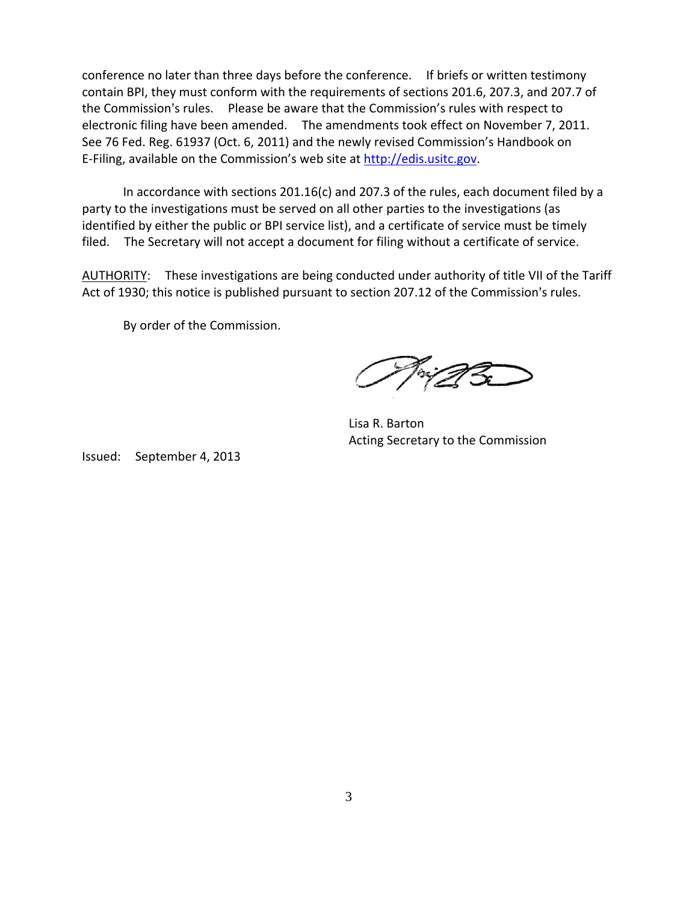conference no later than three days before the conference. If briefs or written testimony contain BPI, they must conform with the requirements of sections 201.6, 207.3, and 207.7 of the Commission's rules. Please be aware that the Commission's rules with respect to electronic filing have been amended. The amendments took effect on November 7, 2011. See 76 Fed. Reg. 61937 (Oct. 6, 2011) and the newly revised Commission's Handbook on E-Filing, available on the Commission's web site at http://edis.usitc.gov.

In accordance with sections 201.16(c) and 207.3 of the rules, each document filed by a party to the investigations must be served on all other parties to the investigations (as identified by either the public or BPI service list), and a certificate of service must be timely filed. The Secretary will not accept a document for filing without a certificate of service.

AUTHORITY: These investigations are being conducted under authority of title VII of the Tariff Act of 1930; this notice is published pursuant to section 207.12 of the Commission's rules.

By order of the Commission.

Lisa R. Barton
Acting Secretary to the Commission

Issued: September 4, 2013